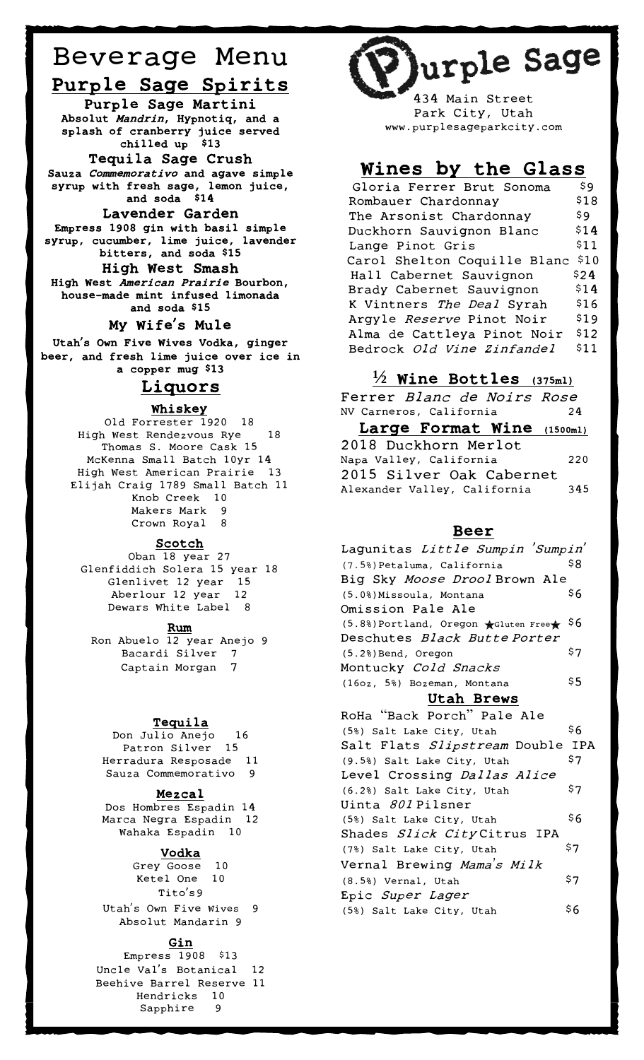# Beverage Menu

## Purple Sage Spirits

**Purple Sage Martini**
**Absolut *Mandrin*, Hypnotiq, and a splash of cranberry juice served chilled up $13**

**Tequila Sage Crush**
**Sauza *Commemorativo* and agave simple syrup with fresh sage, lemon juice, and soda $14**

**Lavender Garden**
**Empress 1908 gin with basil simple syrup, cucumber, lime juice, lavender bitters, and soda $15**

**High West Smash**
**High West *American Prairie* Bourbon, house-made mint infused limonada and soda $15**

**My Wife's Mule**
**Utah's Own Five Wives Vodka, ginger beer, and fresh lime juice over ice in a copper mug $13**

## Liquors

### Whiskey

Old Forrester 1920 18
High West Rendezvous Rye 18
Thomas S. Moore Cask 15
McKenna Small Batch 10yr 14
High West American Prairie 13
Elijah Craig 1789 Small Batch 11
Knob Creek 10
Makers Mark 9
Crown Royal 8

### Scotch

Oban 18 year 27
Glenfiddich Solera 15 year 18
Glenlivet 12 year 15
Aberlour 12 year 12
Dewars White Label 8

### Rum

Ron Abuelo 12 year Anejo 9
Bacardi Silver 7
Captain Morgan 7

### Tequila

Don Julio Anejo 16
Patron Silver 15
Herradura Resposade 11
Sauza Commemorativo 9

### Mezcal

Dos Hombres Espadin 14
Marca Negra Espadin 12
Wahaka Espadin 10

### Vodka

Grey Goose 10
Ketel One 10
Tito's9
Utah's Own Five Wives 9
Absolut Mandarin 9

### Gin

Empress 1908 $13
Uncle Val's Botanical 12
Beehive Barrel Reserve 11
Hendricks 10
Sapphire 9

# Purple Sage

434 Main Street
Park City, Utah
www.purplesageparkcity.com

## Wines by the Glass

| Wine | Price |
|---|---|
| Gloria Ferrer Brut Sonoma | $9 |
| Rombauer Chardonnay | $18 |
| The Arsonist Chardonnay | $9 |
| Duckhorn Sauvignon Blanc | $14 |
| Lange Pinot Gris | $11 |
| Carol Shelton Coquille Blanc | $10 |
| Hall Cabernet Sauvignon | $24 |
| Brady Cabernet Sauvignon | $14 |
| K Vintners *The Deal* Syrah | $16 |
| Argyle *Reserve* Pinot Noir | $19 |
| Alma de Cattleya Pinot Noir | $12 |
| Bedrock *Old Vine Zinfandel* | $11 |

## ½ Wine Bottles (375ml)

Ferrer *Blanc de Noirs Rose*
NV Carneros, California 24

## Large Format Wine (1500ml)

2018 Duckhorn Merlot
Napa Valley, California 220

2015 Silver Oak Cabernet
Alexander Valley, California 345

## Beer

Lagunitas *Little Sumpin 'Sumpin'*
(7.5%) Petaluma, California $8

Big Sky *Moose Drool* Brown Ale
(5.0%) Missoula, Montana $6

Omission Pale Ale
(5.8%) Portland, Oregon ★Gluten Free★ $6

Deschutes *Black Butte Porter*
(5.2%) Bend, Oregon $7

Montucky *Cold Snacks*
(16oz, 5%) Bozeman, Montana $5

### Utah Brews

RoHa "Back Porch" Pale Ale
(5%) Salt Lake City, Utah $6

Salt Flats *Slipstream* Double IPA
(9.5%) Salt Lake City, Utah $7

Level Crossing *Dallas Alice*
(6.2%) Salt Lake City, Utah $7

Uinta *801* Pilsner
(5%) Salt Lake City, Utah $6

Shades *Slick City* Citrus IPA
(7%) Salt Lake City, Utah $7

Vernal Brewing *Mama's Milk*
(8.5%) Vernal, Utah $7

Epic *Super Lager*
(5%) Salt Lake City, Utah $6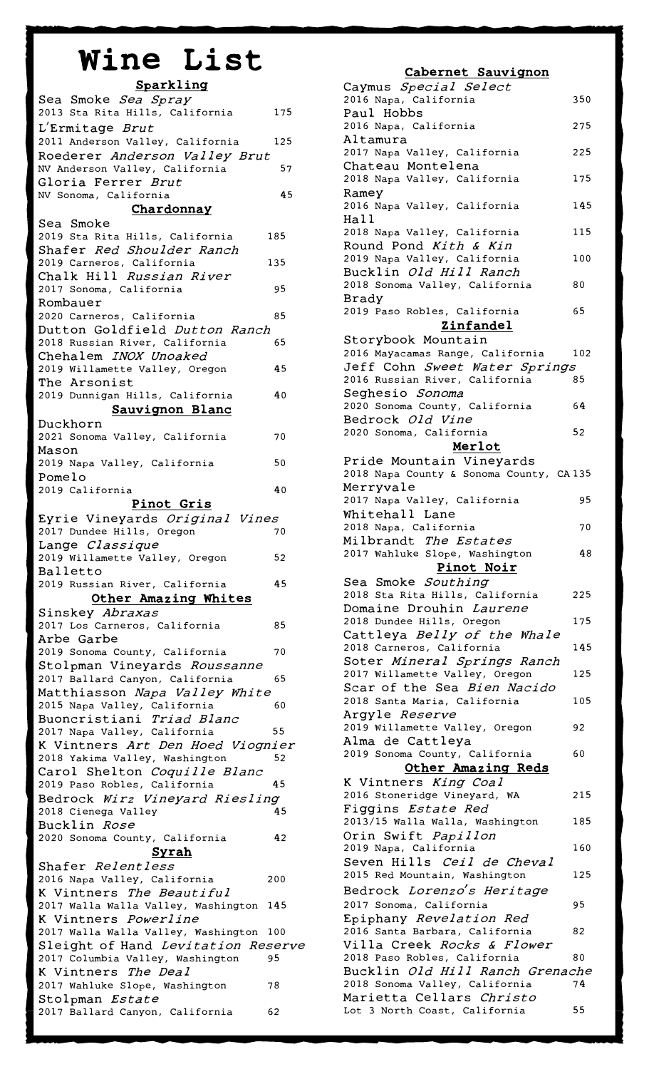# Wine List

## Sparkling

Sea Smoke *Sea Spray*
2013 Sta Rita Hills, California 175

L'Ermitage *Brut*
2011 Anderson Valley, California 125

Roederer *Anderson Valley Brut*
NV Anderson Valley, California 57

Gloria Ferrer *Brut*
NV Sonoma, California 45

## Chardonnay

Sea Smoke
2019 Sta Rita Hills, California 185

Shafer *Red Shoulder Ranch*
2019 Carneros, California 135

Chalk Hill *Russian River*
2017 Sonoma, California 95

Rombauer
2020 Carneros, California 85

Dutton Goldfield *Dutton Ranch*
2018 Russian River, California 65

Chehalem *INOX Unoaked*
2019 Willamette Valley, Oregon 45

The Arsonist
2019 Dunnigan Hills, California 40

## Sauvignon Blanc

Duckhorn
2021 Sonoma Valley, California 70

Mason
2019 Napa Valley, California 50

Pomelo
2019 California 40

## Pinot Gris

Eyrie Vineyards *Original Vines*
2017 Dundee Hills, Oregon 70

Lange *Classique*
2019 Willamette Valley, Oregon 52

Balletto
2019 Russian River, California 45

## Other Amazing Whites

Sinskey *Abraxas*
2017 Los Carneros, California 85

Arbe Garbe
2019 Sonoma County, California 70

Stolpman Vineyards *Roussanne*
2017 Ballard Canyon, California 65

Matthiasson *Napa Valley White*
2015 Napa Valley, California 60

Buoncristiani *Triad Blanc*
2017 Napa Valley, California 55

K Vintners *Art Den Hoed Viognier*
2018 Yakima Valley, Washington 52

Carol Shelton *Coquille Blanc*
2019 Paso Robles, California 45

Bedrock *Wirz Vineyard Riesling*
2018 Cienega Valley 45

Bucklin *Rose*
2020 Sonoma County, California 42

## Syrah

Shafer *Relentless*
2016 Napa Valley, California 200

K Vintners *The Beautiful*
2017 Walla Walla Valley, Washington 145

K Vintners *Powerline*
2017 Walla Walla Valley, Washington 100

Sleight of Hand *Levitation Reserve*
2017 Columbia Valley, Washington 95

K Vintners *The Deal*
2017 Wahluke Slope, Washington 78

Stolpman *Estate*
2017 Ballard Canyon, California 62

## Cabernet Sauvignon

Caymus *Special Select*
2016 Napa, California 350

Paul Hobbs
2016 Napa, California 275

Altamura
2017 Napa Valley, California 225

Chateau Montelena
2018 Napa Valley, California 175

Ramey
2016 Napa Valley, California 145

Hall
2018 Napa Valley, California 115

Round Pond *Kith & Kin*
2019 Napa Valley, California 100

Bucklin *Old Hill Ranch*
2018 Sonoma Valley, California 80

Brady
2019 Paso Robles, California 65

## Zinfandel

Storybook Mountain
2016 Mayacamas Range, California 102

Jeff Cohn *Sweet Water Springs*
2016 Russian River, California 85

Seghesio *Sonoma*
2020 Sonoma County, California 64

Bedrock *Old Vine*
2020 Sonoma, California 52

## Merlot

Pride Mountain Vineyards
2018 Napa County & Sonoma County, CA 135

Merryvale
2017 Napa Valley, California 95

Whitehall Lane
2018 Napa, California 70

Milbrandt *The Estates*
2017 Wahluke Slope, Washington 48

## Pinot Noir

Sea Smoke *Southing*
2018 Sta Rita Hills, California 225

Domaine Drouhin *Laurene*
2018 Dundee Hills, Oregon 175

Cattleya *Belly of the Whale*
2018 Carneros, California 145

Soter *Mineral Springs Ranch*
2017 Willamette Valley, Oregon 125

Scar of the Sea *Bien Nacido*
2018 Santa Maria, California 105

Argyle *Reserve*
2019 Willamette Valley, Oregon 92

Alma de Cattleya
2019 Sonoma County, California 60

## Other Amazing Reds

K Vintners *King Coal*
2016 Stoneridge Vineyard, WA 215

Figgins *Estate Red*
2013/15 Walla Walla, Washington 185

Orin Swift *Papillon*
2019 Napa, California 160

Seven Hills *Ceil de Cheval*
2015 Red Mountain, Washington 125

Bedrock *Lorenzo's Heritage*
2017 Sonoma, California 95

Epiphany *Revelation Red*
2016 Santa Barbara, California 82

Villa Creek *Rocks & Flower*
2018 Paso Robles, California 80

Bucklin *Old Hill Ranch Grenache*
2018 Sonoma Valley, California 74

Marietta Cellars *Christo*
Lot 3 North Coast, California 55